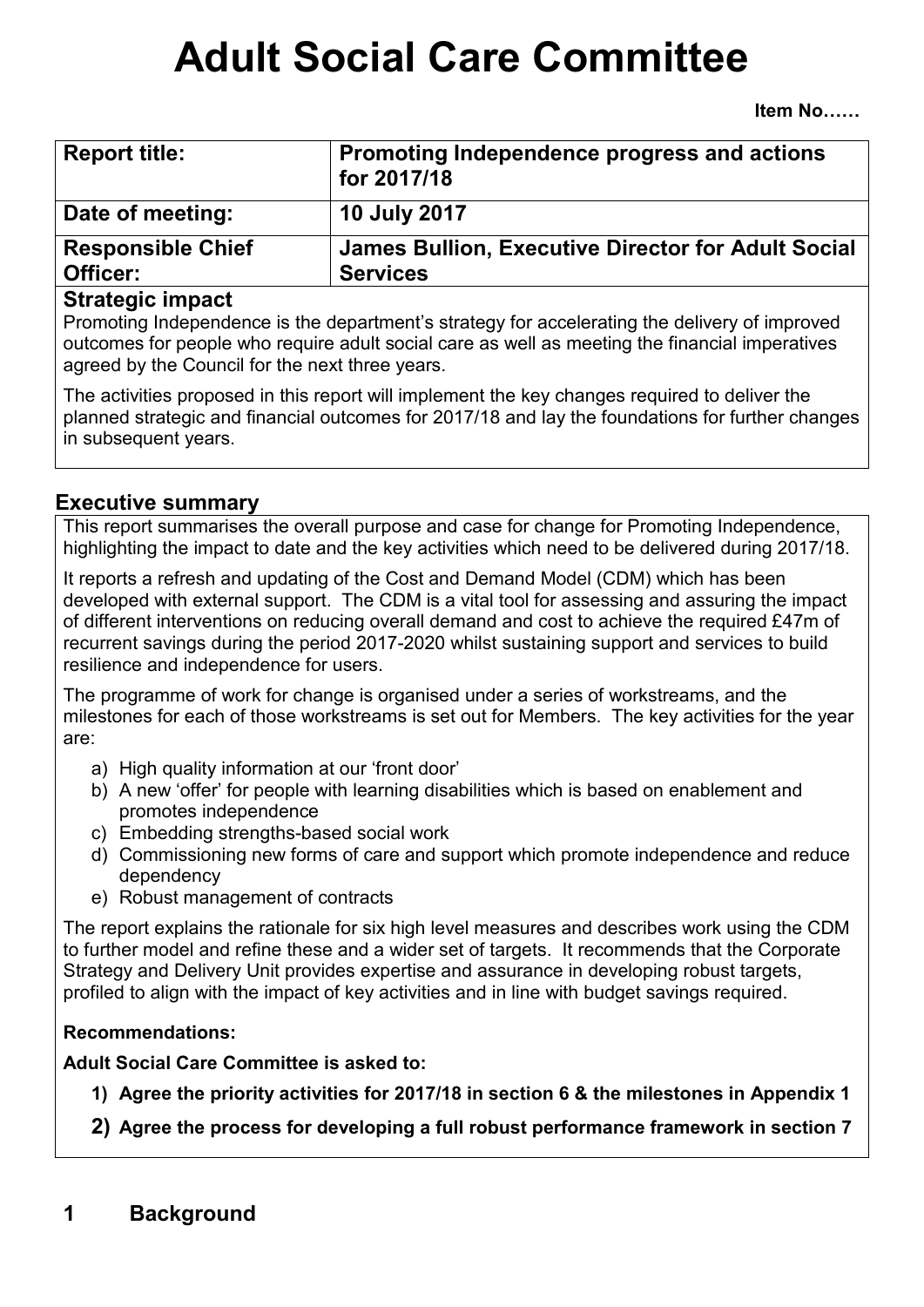# Adult Social Care Committee

**Item No……**

| **Report title:** | **Promoting Independence progress and actions for 2017/18** |
|---|---|
| **Date of meeting:** | **10 July 2017** |
| **Responsible Chief Officer:** | **James Bullion, Executive Director for Adult Social Services** |

**Strategic impact**

Promoting Independence is the department's strategy for accelerating the delivery of improved outcomes for people who require adult social care as well as meeting the financial imperatives agreed by the Council for the next three years.

The activities proposed in this report will implement the key changes required to deliver the planned strategic and financial outcomes for 2017/18 and lay the foundations for further changes in subsequent years.

## Executive summary

This report summarises the overall purpose and case for change for Promoting Independence, highlighting the impact to date and the key activities which need to be delivered during 2017/18.

It reports a refresh and updating of the Cost and Demand Model (CDM) which has been developed with external support. The CDM is a vital tool for assessing and assuring the impact of different interventions on reducing overall demand and cost to achieve the required £47m of recurrent savings during the period 2017-2020 whilst sustaining support and services to build resilience and independence for users.

The programme of work for change is organised under a series of workstreams, and the milestones for each of those workstreams is set out for Members. The key activities for the year are:

a) High quality information at our 'front door'
b) A new 'offer' for people with learning disabilities which is based on enablement and promotes independence
c) Embedding strengths-based social work
d) Commissioning new forms of care and support which promote independence and reduce dependency
e) Robust management of contracts

The report explains the rationale for six high level measures and describes work using the CDM to further model and refine these and a wider set of targets. It recommends that the Corporate Strategy and Delivery Unit provides expertise and assurance in developing robust targets, profiled to align with the impact of key activities and in line with budget savings required.

**Recommendations:**

**Adult Social Care Committee is asked to:**

1) **Agree the priority activities for 2017/18 in section 6 & the milestones in Appendix 1**
2) **Agree the process for developing a full robust performance framework in section 7**

## 1 Background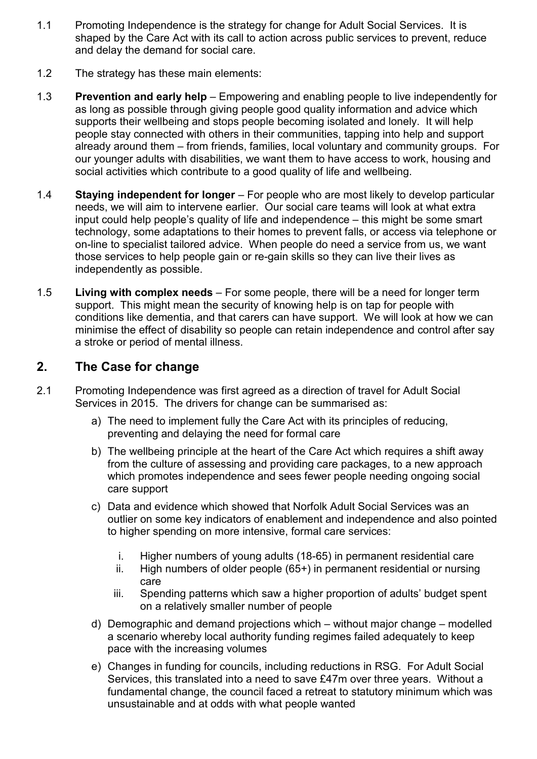1.1 Promoting Independence is the strategy for change for Adult Social Services. It is shaped by the Care Act with its call to action across public services to prevent, reduce and delay the demand for social care.

1.2 The strategy has these main elements:

1.3 **Prevention and early help** – Empowering and enabling people to live independently for as long as possible through giving people good quality information and advice which supports their wellbeing and stops people becoming isolated and lonely. It will help people stay connected with others in their communities, tapping into help and support already around them – from friends, families, local voluntary and community groups. For our younger adults with disabilities, we want them to have access to work, housing and social activities which contribute to a good quality of life and wellbeing.

1.4 **Staying independent for longer** – For people who are most likely to develop particular needs, we will aim to intervene earlier. Our social care teams will look at what extra input could help people's quality of life and independence – this might be some smart technology, some adaptations to their homes to prevent falls, or access via telephone or on-line to specialist tailored advice. When people do need a service from us, we want those services to help people gain or re-gain skills so they can live their lives as independently as possible.

1.5 **Living with complex needs** – For some people, there will be a need for longer term support. This might mean the security of knowing help is on tap for people with conditions like dementia, and that carers can have support. We will look at how we can minimise the effect of disability so people can retain independence and control after say a stroke or period of mental illness.

## 2. The Case for change

2.1 Promoting Independence was first agreed as a direction of travel for Adult Social Services in 2015. The drivers for change can be summarised as:

a) The need to implement fully the Care Act with its principles of reducing, preventing and delaying the need for formal care

b) The wellbeing principle at the heart of the Care Act which requires a shift away from the culture of assessing and providing care packages, to a new approach which promotes independence and sees fewer people needing ongoing social care support

c) Data and evidence which showed that Norfolk Adult Social Services was an outlier on some key indicators of enablement and independence and also pointed to higher spending on more intensive, formal care services:

   i. Higher numbers of young adults (18-65) in permanent residential care
   ii. High numbers of older people (65+) in permanent residential or nursing care
   iii. Spending patterns which saw a higher proportion of adults' budget spent on a relatively smaller number of people

d) Demographic and demand projections which – without major change – modelled a scenario whereby local authority funding regimes failed adequately to keep pace with the increasing volumes

e) Changes in funding for councils, including reductions in RSG. For Adult Social Services, this translated into a need to save £47m over three years. Without a fundamental change, the council faced a retreat to statutory minimum which was unsustainable and at odds with what people wanted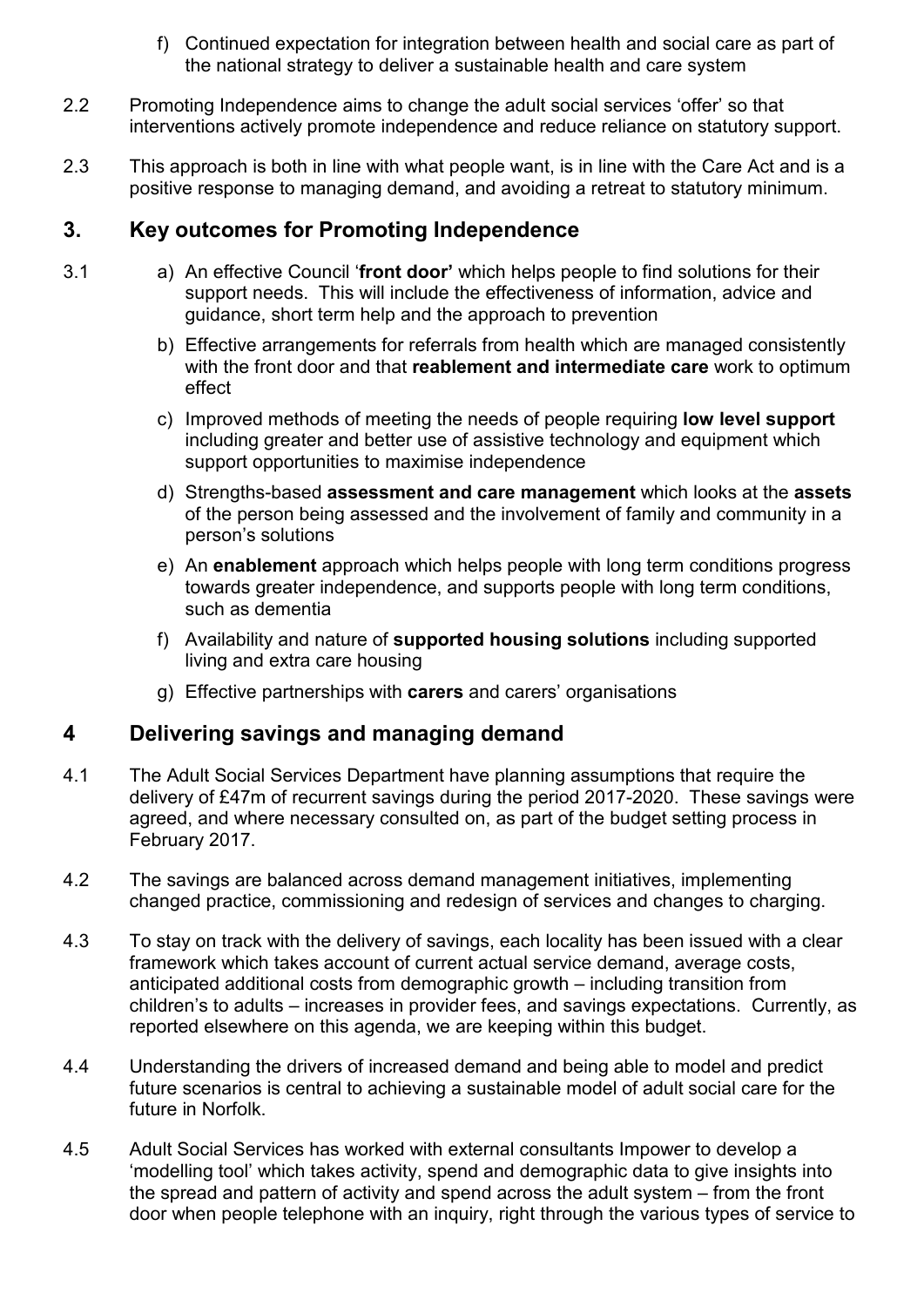f) Continued expectation for integration between health and social care as part of the national strategy to deliver a sustainable health and care system

2.2 Promoting Independence aims to change the adult social services 'offer' so that interventions actively promote independence and reduce reliance on statutory support.

2.3 This approach is both in line with what people want, is in line with the Care Act and is a positive response to managing demand, and avoiding a retreat to statutory minimum.

## 3. Key outcomes for Promoting Independence

3.1

a) An effective Council '**front door'** which helps people to find solutions for their support needs. This will include the effectiveness of information, advice and guidance, short term help and the approach to prevention

b) Effective arrangements for referrals from health which are managed consistently with the front door and that **reablement and intermediate care** work to optimum effect

c) Improved methods of meeting the needs of people requiring **low level support** including greater and better use of assistive technology and equipment which support opportunities to maximise independence

d) Strengths-based **assessment and care management** which looks at the **assets** of the person being assessed and the involvement of family and community in a person's solutions

e) An **enablement** approach which helps people with long term conditions progress towards greater independence, and supports people with long term conditions, such as dementia

f) Availability and nature of **supported housing solutions** including supported living and extra care housing

g) Effective partnerships with **carers** and carers' organisations

## 4 Delivering savings and managing demand

4.1 The Adult Social Services Department have planning assumptions that require the delivery of £47m of recurrent savings during the period 2017-2020. These savings were agreed, and where necessary consulted on, as part of the budget setting process in February 2017.

4.2 The savings are balanced across demand management initiatives, implementing changed practice, commissioning and redesign of services and changes to charging.

4.3 To stay on track with the delivery of savings, each locality has been issued with a clear framework which takes account of current actual service demand, average costs, anticipated additional costs from demographic growth – including transition from children's to adults – increases in provider fees, and savings expectations. Currently, as reported elsewhere on this agenda, we are keeping within this budget.

4.4 Understanding the drivers of increased demand and being able to model and predict future scenarios is central to achieving a sustainable model of adult social care for the future in Norfolk.

4.5 Adult Social Services has worked with external consultants Impower to develop a 'modelling tool' which takes activity, spend and demographic data to give insights into the spread and pattern of activity and spend across the adult system – from the front door when people telephone with an inquiry, right through the various types of service to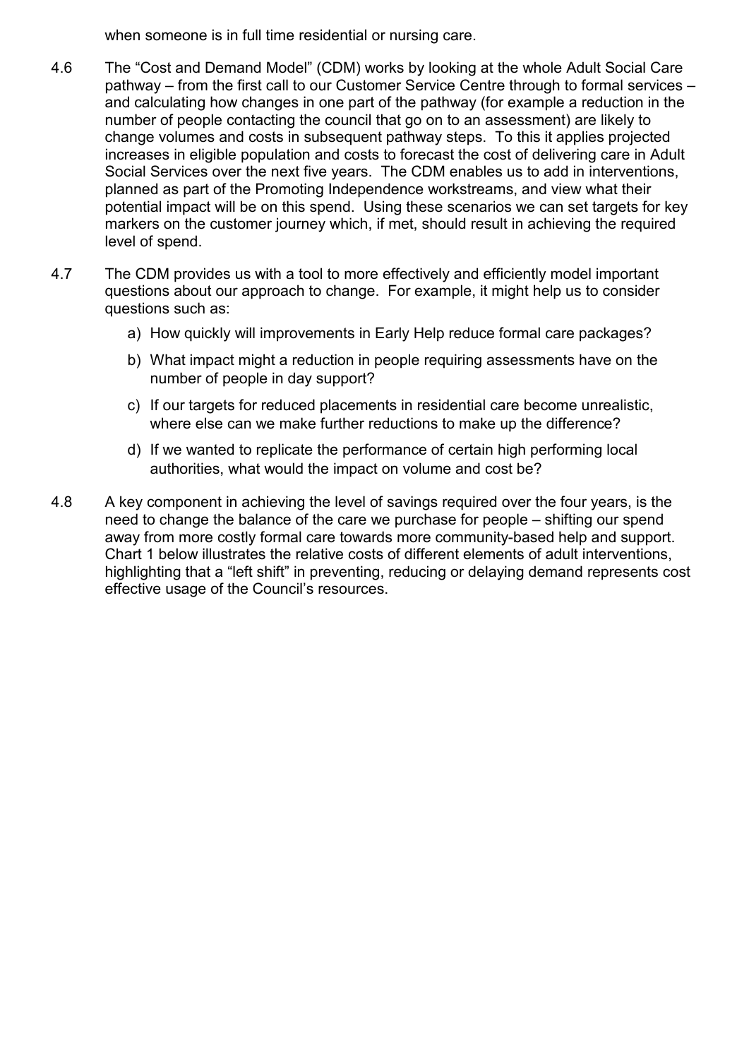when someone is in full time residential or nursing care.

4.6 The "Cost and Demand Model" (CDM) works by looking at the whole Adult Social Care pathway – from the first call to our Customer Service Centre through to formal services – and calculating how changes in one part of the pathway (for example a reduction in the number of people contacting the council that go on to an assessment) are likely to change volumes and costs in subsequent pathway steps. To this it applies projected increases in eligible population and costs to forecast the cost of delivering care in Adult Social Services over the next five years. The CDM enables us to add in interventions, planned as part of the Promoting Independence workstreams, and view what their potential impact will be on this spend. Using these scenarios we can set targets for key markers on the customer journey which, if met, should result in achieving the required level of spend.

4.7 The CDM provides us with a tool to more effectively and efficiently model important questions about our approach to change. For example, it might help us to consider questions such as:

a) How quickly will improvements in Early Help reduce formal care packages?

b) What impact might a reduction in people requiring assessments have on the number of people in day support?

c) If our targets for reduced placements in residential care become unrealistic, where else can we make further reductions to make up the difference?

d) If we wanted to replicate the performance of certain high performing local authorities, what would the impact on volume and cost be?

4.8 A key component in achieving the level of savings required over the four years, is the need to change the balance of the care we purchase for people – shifting our spend away from more costly formal care towards more community-based help and support. Chart 1 below illustrates the relative costs of different elements of adult interventions, highlighting that a "left shift" in preventing, reducing or delaying demand represents cost effective usage of the Council's resources.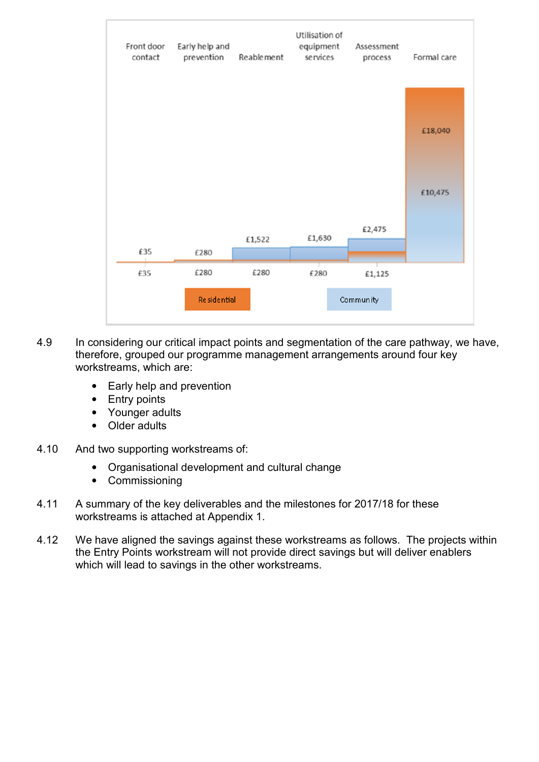| Front door contact | Early help and prevention | Reablement | Utilisation of equipment services | Assessment process | Formal care |
|---|---|---|---|---|---|
| £35 | £280 | £1,522 | £1,630 | £2,475 | £18,040 |
| £35 | £280 | £280 | £280 | £1,125 | £10,475 |

Residential | Community

4.9 In considering our critical impact points and segmentation of the care pathway, we have, therefore, grouped our programme management arrangements around four key workstreams, which are:

- Early help and prevention
- Entry points
- Younger adults
- Older adults

4.10 And two supporting workstreams of:

- Organisational development and cultural change
- Commissioning

4.11 A summary of the key deliverables and the milestones for 2017/18 for these workstreams is attached at Appendix 1.

4.12 We have aligned the savings against these workstreams as follows. The projects within the Entry Points workstream will not provide direct savings but will deliver enablers which will lead to savings in the other workstreams.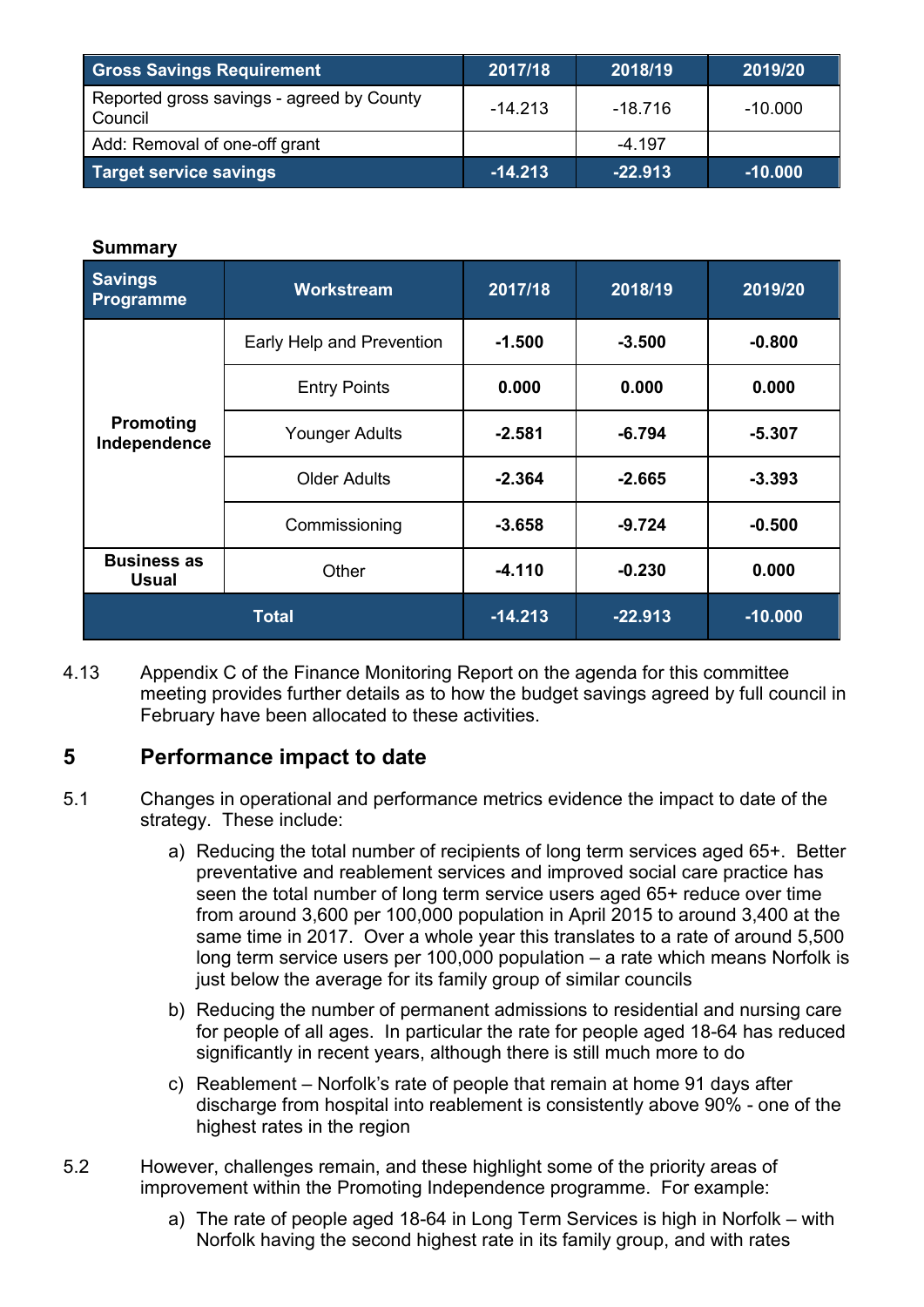| Gross Savings Requirement | 2017/18 | 2018/19 | 2019/20 |
|---|---|---|---|
| Reported gross savings - agreed by County Council | -14.213 | -18.716 | -10.000 |
| Add: Removal of one-off grant | | -4.197 | |
| **Target service savings** | **-14.213** | **-22.913** | **-10.000** |

**Summary**

| Savings Programme | Workstream | 2017/18 | 2018/19 | 2019/20 |
|---|---|---|---|---|
| **Promoting Independence** | Early Help and Prevention | **-1.500** | **-3.500** | **-0.800** |
| | Entry Points | **0.000** | **0.000** | **0.000** |
| | Younger Adults | **-2.581** | **-6.794** | **-5.307** |
| | Older Adults | **-2.364** | **-2.665** | **-3.393** |
| | Commissioning | **-3.658** | **-9.724** | **-0.500** |
| **Business as Usual** | Other | **-4.110** | **-0.230** | **0.000** |
| **Total** | | **-14.213** | **-22.913** | **-10.000** |

4.13 Appendix C of the Finance Monitoring Report on the agenda for this committee meeting provides further details as to how the budget savings agreed by full council in February have been allocated to these activities.

## 5 Performance impact to date

5.1 Changes in operational and performance metrics evidence the impact to date of the strategy. These include:

a) Reducing the total number of recipients of long term services aged 65+. Better preventative and reablement services and improved social care practice has seen the total number of long term service users aged 65+ reduce over time from around 3,600 per 100,000 population in April 2015 to around 3,400 at the same time in 2017. Over a whole year this translates to a rate of around 5,500 long term service users per 100,000 population – a rate which means Norfolk is just below the average for its family group of similar councils

b) Reducing the number of permanent admissions to residential and nursing care for people of all ages. In particular the rate for people aged 18-64 has reduced significantly in recent years, although there is still much more to do

c) Reablement – Norfolk's rate of people that remain at home 91 days after discharge from hospital into reablement is consistently above 90% - one of the highest rates in the region

5.2 However, challenges remain, and these highlight some of the priority areas of improvement within the Promoting Independence programme. For example:

a) The rate of people aged 18-64 in Long Term Services is high in Norfolk – with Norfolk having the second highest rate in its family group, and with rates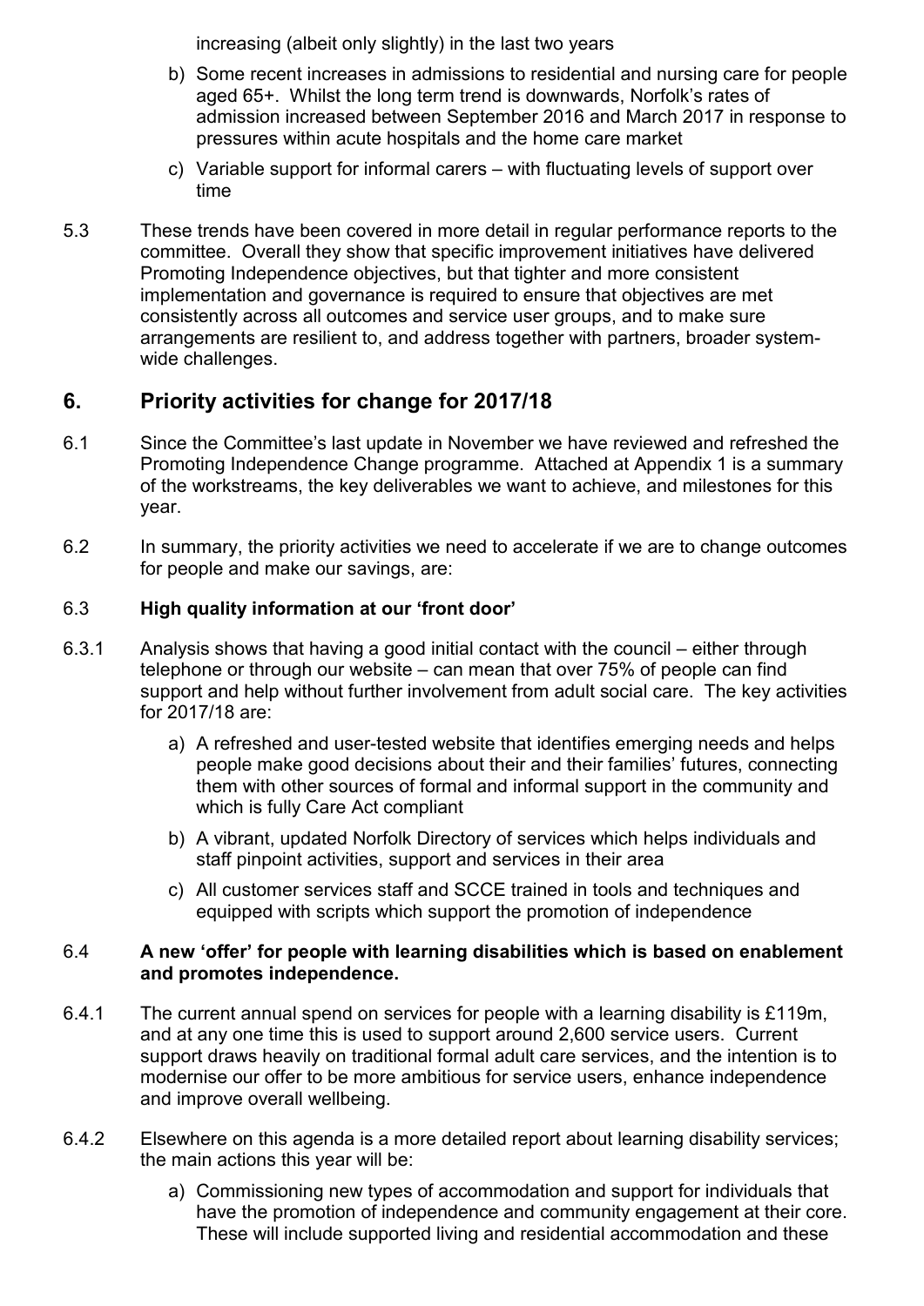increasing (albeit only slightly) in the last two years

b) Some recent increases in admissions to residential and nursing care for people aged 65+. Whilst the long term trend is downwards, Norfolk's rates of admission increased between September 2016 and March 2017 in response to pressures within acute hospitals and the home care market

c) Variable support for informal carers – with fluctuating levels of support over time

5.3 These trends have been covered in more detail in regular performance reports to the committee. Overall they show that specific improvement initiatives have delivered Promoting Independence objectives, but that tighter and more consistent implementation and governance is required to ensure that objectives are met consistently across all outcomes and service user groups, and to make sure arrangements are resilient to, and address together with partners, broader system-wide challenges.

## 6. Priority activities for change for 2017/18

6.1 Since the Committee's last update in November we have reviewed and refreshed the Promoting Independence Change programme. Attached at Appendix 1 is a summary of the workstreams, the key deliverables we want to achieve, and milestones for this year.

6.2 In summary, the priority activities we need to accelerate if we are to change outcomes for people and make our savings, are:

6.3 **High quality information at our 'front door'**

6.3.1 Analysis shows that having a good initial contact with the council – either through telephone or through our website – can mean that over 75% of people can find support and help without further involvement from adult social care. The key activities for 2017/18 are:

a) A refreshed and user-tested website that identifies emerging needs and helps people make good decisions about their and their families' futures, connecting them with other sources of formal and informal support in the community and which is fully Care Act compliant

b) A vibrant, updated Norfolk Directory of services which helps individuals and staff pinpoint activities, support and services in their area

c) All customer services staff and SCCE trained in tools and techniques and equipped with scripts which support the promotion of independence

6.4 **A new 'offer' for people with learning disabilities which is based on enablement and promotes independence.**

6.4.1 The current annual spend on services for people with a learning disability is £119m, and at any one time this is used to support around 2,600 service users. Current support draws heavily on traditional formal adult care services, and the intention is to modernise our offer to be more ambitious for service users, enhance independence and improve overall wellbeing.

6.4.2 Elsewhere on this agenda is a more detailed report about learning disability services; the main actions this year will be:

a) Commissioning new types of accommodation and support for individuals that have the promotion of independence and community engagement at their core. These will include supported living and residential accommodation and these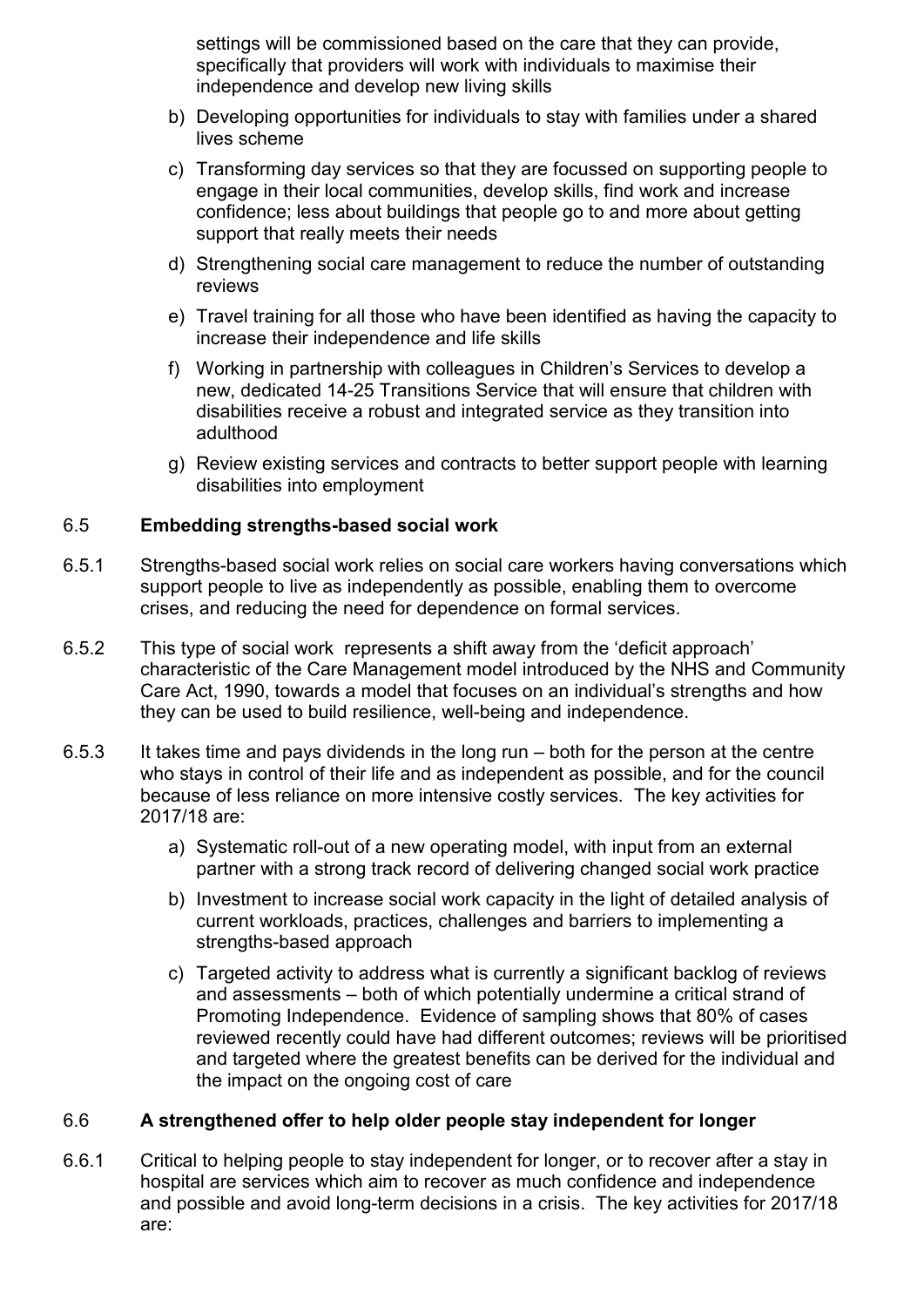settings will be commissioned based on the care that they can provide, specifically that providers will work with individuals to maximise their independence and develop new living skills

b) Developing opportunities for individuals to stay with families under a shared lives scheme

c) Transforming day services so that they are focussed on supporting people to engage in their local communities, develop skills, find work and increase confidence; less about buildings that people go to and more about getting support that really meets their needs

d) Strengthening social care management to reduce the number of outstanding reviews

e) Travel training for all those who have been identified as having the capacity to increase their independence and life skills

f) Working in partnership with colleagues in Children's Services to develop a new, dedicated 14-25 Transitions Service that will ensure that children with disabilities receive a robust and integrated service as they transition into adulthood

g) Review existing services and contracts to better support people with learning disabilities into employment

## 6.5 Embedding strengths-based social work

6.5.1 Strengths-based social work relies on social care workers having conversations which support people to live as independently as possible, enabling them to overcome crises, and reducing the need for dependence on formal services.

6.5.2 This type of social work represents a shift away from the 'deficit approach' characteristic of the Care Management model introduced by the NHS and Community Care Act, 1990, towards a model that focuses on an individual's strengths and how they can be used to build resilience, well-being and independence.

6.5.3 It takes time and pays dividends in the long run – both for the person at the centre who stays in control of their life and as independent as possible, and for the council because of less reliance on more intensive costly services. The key activities for 2017/18 are:

a) Systematic roll-out of a new operating model, with input from an external partner with a strong track record of delivering changed social work practice

b) Investment to increase social work capacity in the light of detailed analysis of current workloads, practices, challenges and barriers to implementing a strengths-based approach

c) Targeted activity to address what is currently a significant backlog of reviews and assessments – both of which potentially undermine a critical strand of Promoting Independence. Evidence of sampling shows that 80% of cases reviewed recently could have had different outcomes; reviews will be prioritised and targeted where the greatest benefits can be derived for the individual and the impact on the ongoing cost of care

## 6.6 A strengthened offer to help older people stay independent for longer

6.6.1 Critical to helping people to stay independent for longer, or to recover after a stay in hospital are services which aim to recover as much confidence and independence and possible and avoid long-term decisions in a crisis. The key activities for 2017/18 are: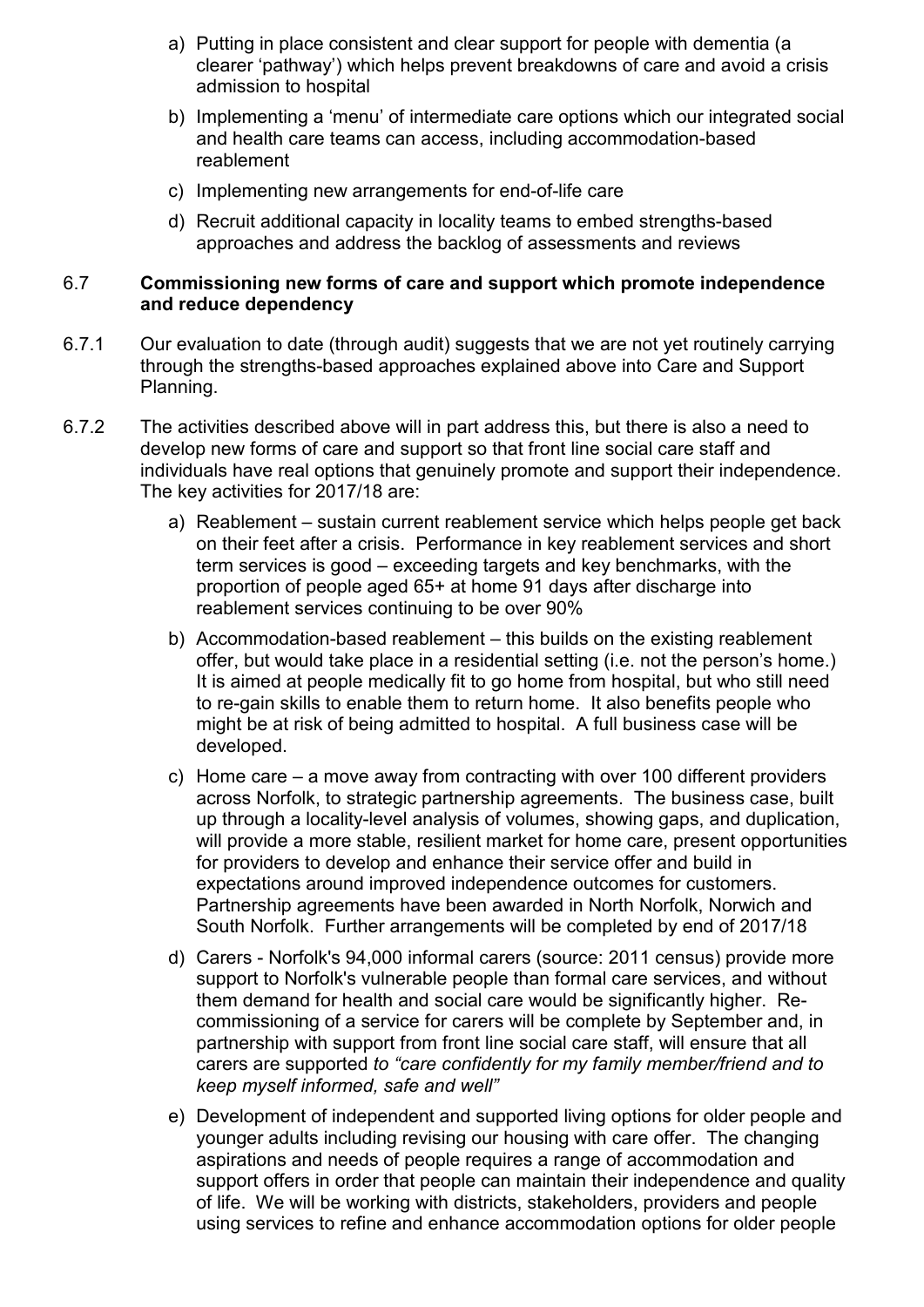a) Putting in place consistent and clear support for people with dementia (a clearer 'pathway') which helps prevent breakdowns of care and avoid a crisis admission to hospital

b) Implementing a 'menu' of intermediate care options which our integrated social and health care teams can access, including accommodation-based reablement

c) Implementing new arrangements for end-of-life care

d) Recruit additional capacity in locality teams to embed strengths-based approaches and address the backlog of assessments and reviews

**6.7 Commissioning new forms of care and support which promote independence and reduce dependency**

6.7.1 Our evaluation to date (through audit) suggests that we are not yet routinely carrying through the strengths-based approaches explained above into Care and Support Planning.

6.7.2 The activities described above will in part address this, but there is also a need to develop new forms of care and support so that front line social care staff and individuals have real options that genuinely promote and support their independence. The key activities for 2017/18 are:

a) Reablement – sustain current reablement service which helps people get back on their feet after a crisis. Performance in key reablement services and short term services is good – exceeding targets and key benchmarks, with the proportion of people aged 65+ at home 91 days after discharge into reablement services continuing to be over 90%

b) Accommodation-based reablement – this builds on the existing reablement offer, but would take place in a residential setting (i.e. not the person's home.) It is aimed at people medically fit to go home from hospital, but who still need to re-gain skills to enable them to return home. It also benefits people who might be at risk of being admitted to hospital. A full business case will be developed.

c) Home care – a move away from contracting with over 100 different providers across Norfolk, to strategic partnership agreements. The business case, built up through a locality-level analysis of volumes, showing gaps, and duplication, will provide a more stable, resilient market for home care, present opportunities for providers to develop and enhance their service offer and build in expectations around improved independence outcomes for customers. Partnership agreements have been awarded in North Norfolk, Norwich and South Norfolk. Further arrangements will be completed by end of 2017/18

d) Carers - Norfolk's 94,000 informal carers (source: 2011 census) provide more support to Norfolk's vulnerable people than formal care services, and without them demand for health and social care would be significantly higher. Re-commissioning of a service for carers will be complete by September and, in partnership with support from front line social care staff, will ensure that all carers are supported *to "care confidently for my family member/friend and to keep myself informed, safe and well"*

e) Development of independent and supported living options for older people and younger adults including revising our housing with care offer. The changing aspirations and needs of people requires a range of accommodation and support offers in order that people can maintain their independence and quality of life. We will be working with districts, stakeholders, providers and people using services to refine and enhance accommodation options for older people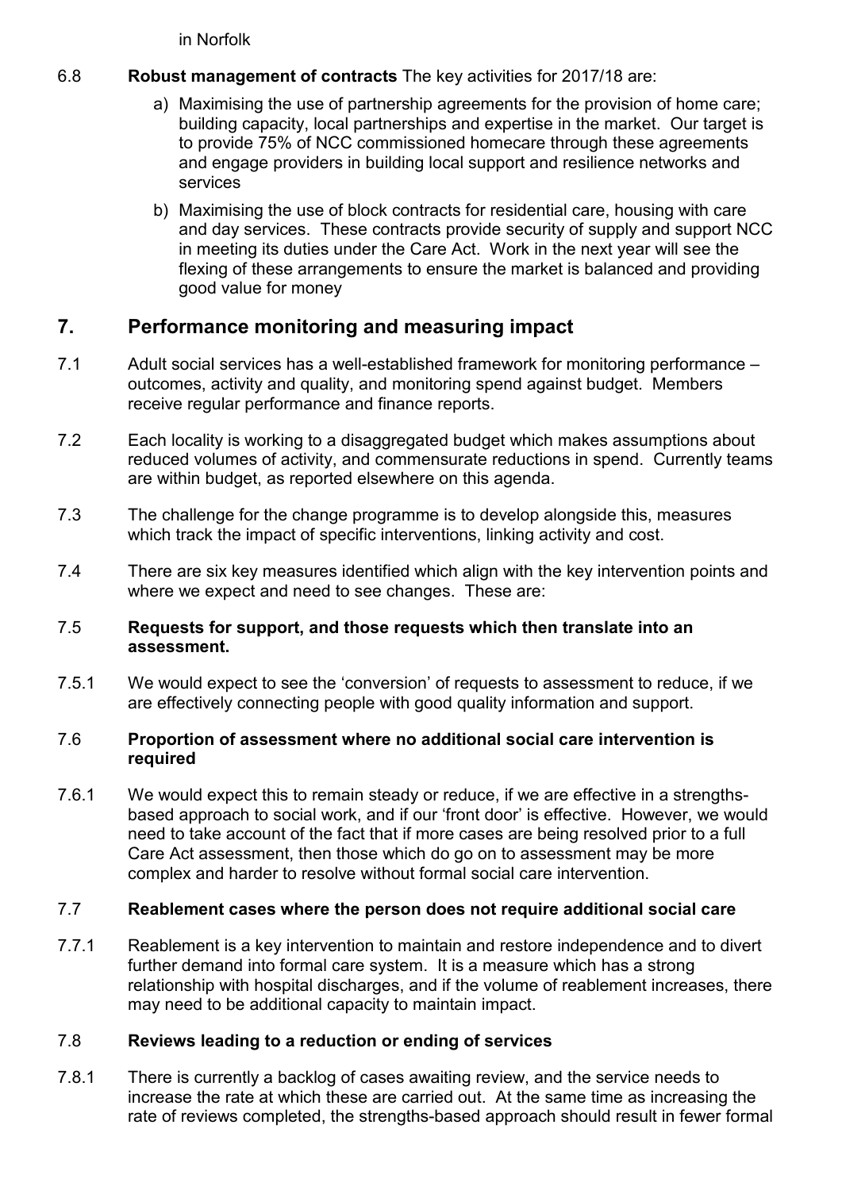in Norfolk

6.8 **Robust management of contracts** The key activities for 2017/18 are:

a) Maximising the use of partnership agreements for the provision of home care; building capacity, local partnerships and expertise in the market. Our target is to provide 75% of NCC commissioned homecare through these agreements and engage providers in building local support and resilience networks and services

b) Maximising the use of block contracts for residential care, housing with care and day services. These contracts provide security of supply and support NCC in meeting its duties under the Care Act. Work in the next year will see the flexing of these arrangements to ensure the market is balanced and providing good value for money

## 7. Performance monitoring and measuring impact

7.1 Adult social services has a well-established framework for monitoring performance – outcomes, activity and quality, and monitoring spend against budget. Members receive regular performance and finance reports.

7.2 Each locality is working to a disaggregated budget which makes assumptions about reduced volumes of activity, and commensurate reductions in spend. Currently teams are within budget, as reported elsewhere on this agenda.

7.3 The challenge for the change programme is to develop alongside this, measures which track the impact of specific interventions, linking activity and cost.

7.4 There are six key measures identified which align with the key intervention points and where we expect and need to see changes. These are:

7.5 **Requests for support, and those requests which then translate into an assessment.**

7.5.1 We would expect to see the 'conversion' of requests to assessment to reduce, if we are effectively connecting people with good quality information and support.

7.6 **Proportion of assessment where no additional social care intervention is required**

7.6.1 We would expect this to remain steady or reduce, if we are effective in a strengths-based approach to social work, and if our 'front door' is effective. However, we would need to take account of the fact that if more cases are being resolved prior to a full Care Act assessment, then those which do go on to assessment may be more complex and harder to resolve without formal social care intervention.

7.7 **Reablement cases where the person does not require additional social care**

7.7.1 Reablement is a key intervention to maintain and restore independence and to divert further demand into formal care system. It is a measure which has a strong relationship with hospital discharges, and if the volume of reablement increases, there may need to be additional capacity to maintain impact.

7.8 **Reviews leading to a reduction or ending of services**

7.8.1 There is currently a backlog of cases awaiting review, and the service needs to increase the rate at which these are carried out. At the same time as increasing the rate of reviews completed, the strengths-based approach should result in fewer formal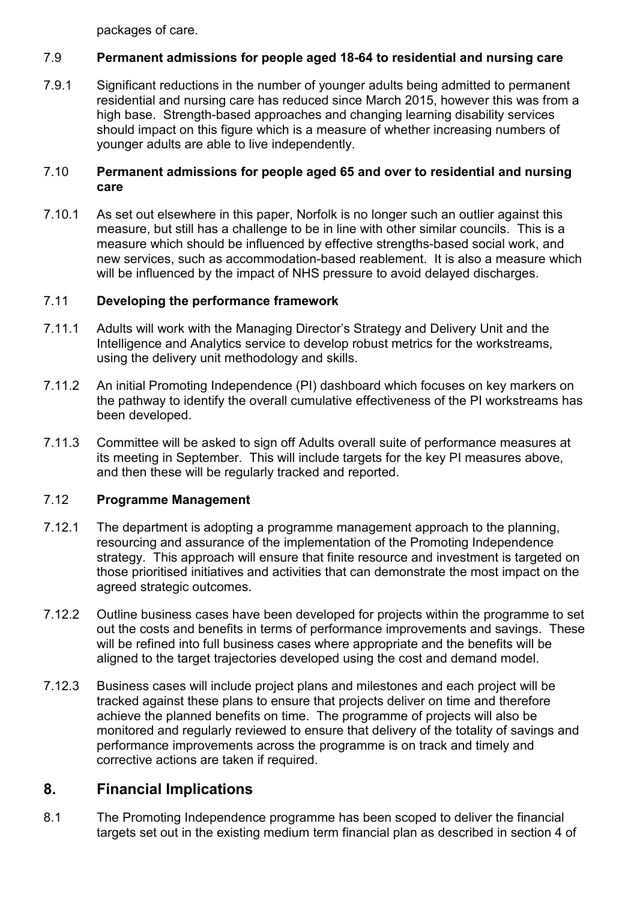packages of care.

### 7.9 **Permanent admissions for people aged 18-64 to residential and nursing care**

7.9.1 Significant reductions in the number of younger adults being admitted to permanent residential and nursing care has reduced since March 2015, however this was from a high base. Strength-based approaches and changing learning disability services should impact on this figure which is a measure of whether increasing numbers of younger adults are able to live independently.

### 7.10 **Permanent admissions for people aged 65 and over to residential and nursing care**

7.10.1 As set out elsewhere in this paper, Norfolk is no longer such an outlier against this measure, but still has a challenge to be in line with other similar councils. This is a measure which should be influenced by effective strengths-based social work, and new services, such as accommodation-based reablement. It is also a measure which will be influenced by the impact of NHS pressure to avoid delayed discharges.

### 7.11 **Developing the performance framework**

7.11.1 Adults will work with the Managing Director's Strategy and Delivery Unit and the Intelligence and Analytics service to develop robust metrics for the workstreams, using the delivery unit methodology and skills.

7.11.2 An initial Promoting Independence (PI) dashboard which focuses on key markers on the pathway to identify the overall cumulative effectiveness of the PI workstreams has been developed.

7.11.3 Committee will be asked to sign off Adults overall suite of performance measures at its meeting in September. This will include targets for the key PI measures above, and then these will be regularly tracked and reported.

### 7.12 **Programme Management**

7.12.1 The department is adopting a programme management approach to the planning, resourcing and assurance of the implementation of the Promoting Independence strategy. This approach will ensure that finite resource and investment is targeted on those prioritised initiatives and activities that can demonstrate the most impact on the agreed strategic outcomes.

7.12.2 Outline business cases have been developed for projects within the programme to set out the costs and benefits in terms of performance improvements and savings. These will be refined into full business cases where appropriate and the benefits will be aligned to the target trajectories developed using the cost and demand model.

7.12.3 Business cases will include project plans and milestones and each project will be tracked against these plans to ensure that projects deliver on time and therefore achieve the planned benefits on time. The programme of projects will also be monitored and regularly reviewed to ensure that delivery of the totality of savings and performance improvements across the programme is on track and timely and corrective actions are taken if required.

## 8. Financial Implications

8.1 The Promoting Independence programme has been scoped to deliver the financial targets set out in the existing medium term financial plan as described in section 4 of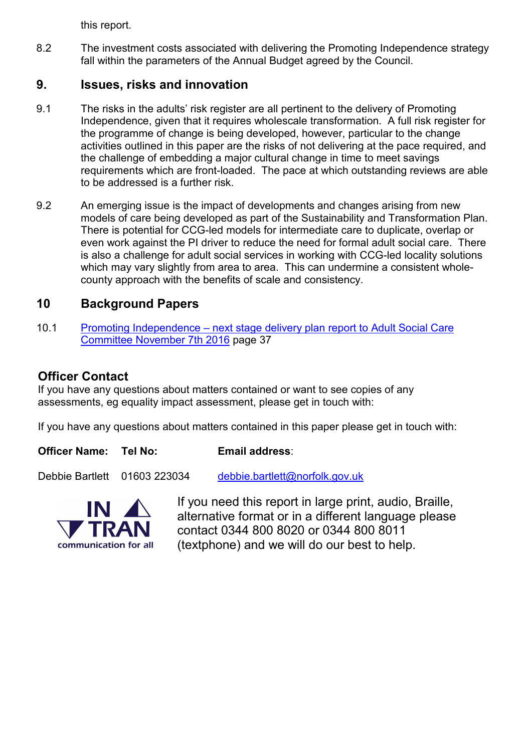this report.

8.2 The investment costs associated with delivering the Promoting Independence strategy fall within the parameters of the Annual Budget agreed by the Council.

## 9. Issues, risks and innovation

9.1 The risks in the adults' risk register are all pertinent to the delivery of Promoting Independence, given that it requires wholescale transformation. A full risk register for the programme of change is being developed, however, particular to the change activities outlined in this paper are the risks of not delivering at the pace required, and the challenge of embedding a major cultural change in time to meet savings requirements which are front-loaded. The pace at which outstanding reviews are able to be addressed is a further risk.

9.2 An emerging issue is the impact of developments and changes arising from new models of care being developed as part of the Sustainability and Transformation Plan. There is potential for CCG-led models for intermediate care to duplicate, overlap or even work against the PI driver to reduce the need for formal adult social care. There is also a challenge for adult social services in working with CCG-led locality solutions which may vary slightly from area to area. This can undermine a consistent whole-county approach with the benefits of scale and consistency.

## 10 Background Papers

10.1 Promoting Independence – next stage delivery plan report to Adult Social Care Committee November 7th 2016 page 37

### Officer Contact

If you have any questions about matters contained or want to see copies of any assessments, eg equality impact assessment, please get in touch with:

If you have any questions about matters contained in this paper please get in touch with:

| Officer Name: | Tel No: | Email address: |
|---|---|---|
| Debbie Bartlett | 01603 223034 | debbie.bartlett@norfolk.gov.uk |

IN TRAN communication for all

If you need this report in large print, audio, Braille, alternative format or in a different language please contact 0344 800 8020 or 0344 800 8011 (textphone) and we will do our best to help.